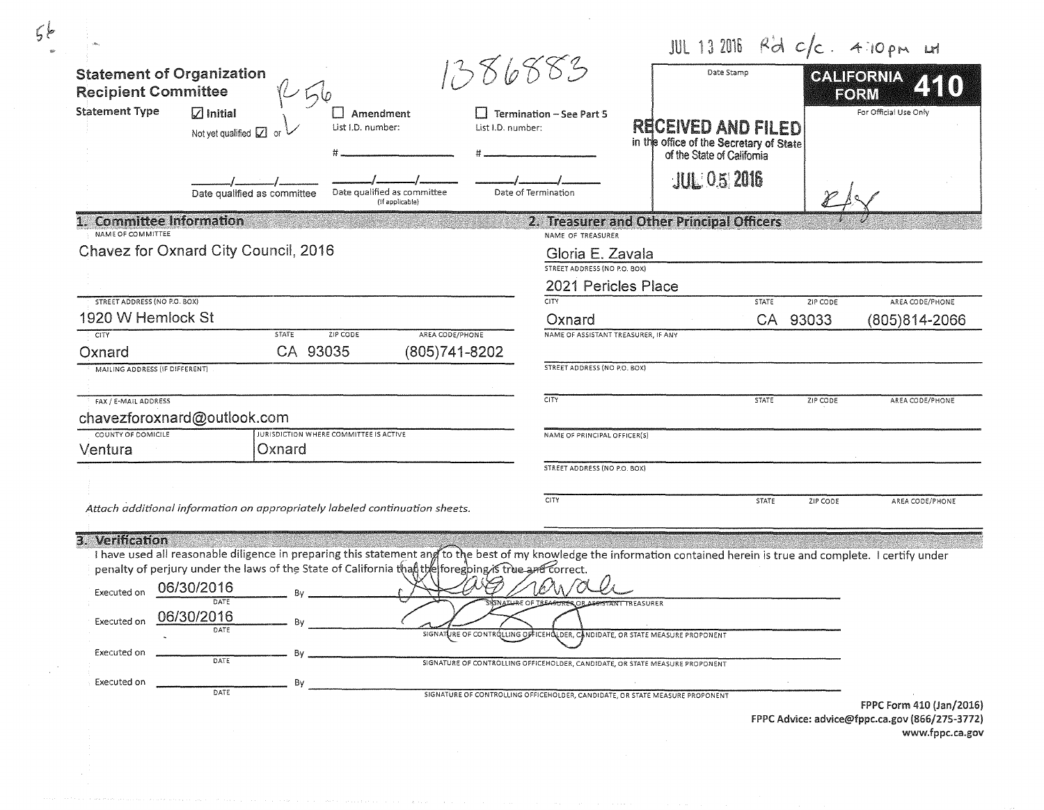5t

JUL 13 2016 Rd c/c. 4:10 PM LH

# Statement of Organization
# Recipient Committee

R-56

1386883

**CALIFORNIA FORM 410**

For Official Use Only

Date Stamp

**RECEIVED AND FILED**
in the office of the Secretary of State of the State of California

**JUL 05 2016**

**Statement Type**

- [x] **Initial** — Not yet qualified [x] or ✓ — ___/___/___ Date qualified as committee
- [ ] **Amendment** — List I.D. number: # ________ — ___/___/___ Date qualified as committee (If applicable)
- [ ] **Termination – See Part 5** — List I.D. number: # ________ — ___/___/___ Date of Termination

## 1. Committee Information

NAME OF COMMITTEE
Chavez for Oxnard City Council, 2016

STREET ADDRESS (NO P.O. BOX)
1920 W Hemlock St

| CITY | STATE | ZIP CODE | AREA CODE/PHONE |
|---|---|---|---|
| Oxnard | CA | 93035 | (805)741-8202 |

MAILING ADDRESS (IF DIFFERENT)

FAX / E-MAIL ADDRESS
chavezforoxnard@outlook.com

| COUNTY OF DOMICILE | JURISDICTION WHERE COMMITTEE IS ACTIVE |
|---|---|
| Ventura | Oxnard |

*Attach additional information on appropriately labeled continuation sheets.*

## 2. Treasurer and Other Principal Officers

NAME OF TREASURER
Gloria E. Zavala

STREET ADDRESS (NO P.O. BOX)
2021 Pericles Place

| CITY | STATE | ZIP CODE | AREA CODE/PHONE |
|---|---|---|---|
| Oxnard | CA | 93033 | (805)814-2066 |

NAME OF ASSISTANT TREASURER, IF ANY

STREET ADDRESS (NO P.O. BOX)

| CITY | STATE | ZIP CODE | AREA CODE/PHONE |
|---|---|---|---|
| | | | |

NAME OF PRINCIPAL OFFICER(S)

STREET ADDRESS (NO P.O. BOX)

| CITY | STATE | ZIP CODE | AREA CODE/PHONE |
|---|---|---|---|
| | | | |

## 3. Verification

I have used all reasonable diligence in preparing this statement and to the best of my knowledge the information contained herein is true and complete. I certify under penalty of perjury under the laws of the State of California that the foregoing is true and correct.

Executed on 06/30/2016 (DATE) By Gloria Zavala — SIGNATURE OF TREASURER OR ASSISTANT TREASURER

Executed on 06/30/2016 (DATE) By [signature] — SIGNATURE OF CONTROLLING OFFICEHOLDER, CANDIDATE, OR STATE MEASURE PROPONENT

Executed on ________ (DATE) By ________ — SIGNATURE OF CONTROLLING OFFICEHOLDER, CANDIDATE, OR STATE MEASURE PROPONENT

Executed on ________ (DATE) By ________ — SIGNATURE OF CONTROLLING OFFICEHOLDER, CANDIDATE, OR STATE MEASURE PROPONENT

**FPPC Form 410 (Jan/2016)**
**FPPC Advice: advice@fppc.ca.gov (866/275-3772)**
**www.fppc.ca.gov**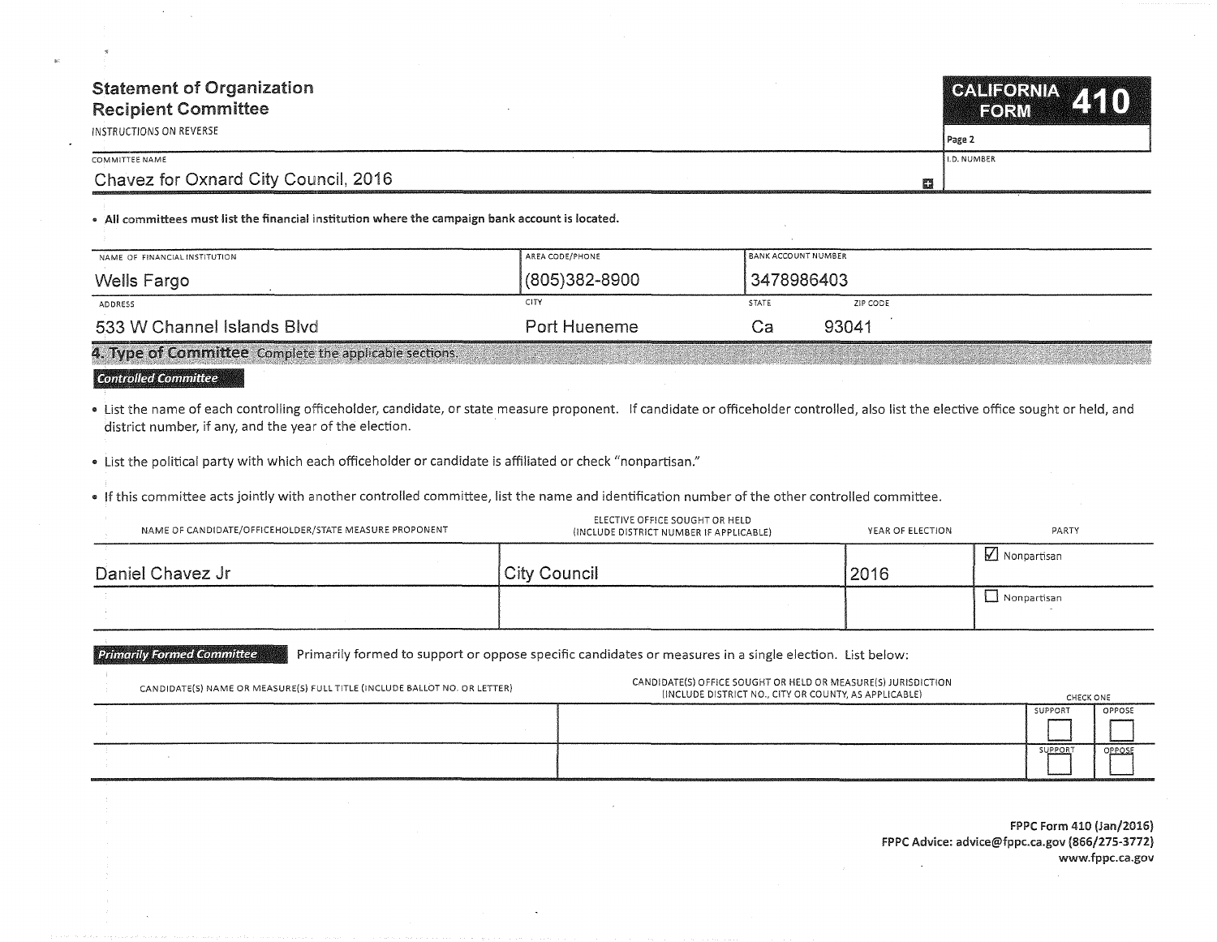# Statement of Organization
## Recipient Committee

INSTRUCTIONS ON REVERSE

**CALIFORNIA FORM 410**

Page 2

| COMMITTEE NAME | I.D. NUMBER |
|---|---|
| Chavez for Oxnard City Council, 2016 | |

- **All committees must list the financial institution where the campaign bank account is located.**

| NAME OF FINANCIAL INSTITUTION | AREA CODE/PHONE | BANK ACCOUNT NUMBER | |
|---|---|---|---|
| Wells Fargo | (805)382-8900 | 3478986403 | |
| **ADDRESS** | **CITY** | **STATE** | **ZIP CODE** |
| 533 W Channel Islands Blvd | Port Hueneme | Ca | 93041 |

## 4. Type of Committee

Complete the applicable sections.

### *Controlled Committee*

- List the name of each controlling officeholder, candidate, or state measure proponent. If candidate or officeholder controlled, also list the elective office sought or held, and district number, if any, and the year of the election.
- List the political party with which each officeholder or candidate is affiliated or check "nonpartisan."
- If this committee acts jointly with another controlled committee, list the name and identification number of the other controlled committee.

| NAME OF CANDIDATE/OFFICEHOLDER/STATE MEASURE PROPONENT | ELECTIVE OFFICE SOUGHT OR HELD (INCLUDE DISTRICT NUMBER IF APPLICABLE) | YEAR OF ELECTION | PARTY |
|---|---|---|---|
| Daniel Chavez Jr | City Council | 2016 | ☑ Nonpartisan |
| | | | ☐ Nonpartisan |

### *Primarily Formed Committee*

Primarily formed to support or oppose specific candidates or measures in a single election. List below:

| CANDIDATE(S) NAME OR MEASURE(S) FULL TITLE (INCLUDE BALLOT NO. OR LETTER) | CANDIDATE(S) OFFICE SOUGHT OR HELD OR MEASURE(S) JURISDICTION (INCLUDE DISTRICT NO., CITY OR COUNTY, AS APPLICABLE) | CHECK ONE | |
|---|---|---|---|
| | | SUPPORT ☐ | OPPOSE ☐ |
| | | SUPPORT ☐ | OPPOSE ☐ |

FPPC Form 410 (Jan/2016)
FPPC Advice: advice@fppc.ca.gov (866/275-3772)
www.fppc.ca.gov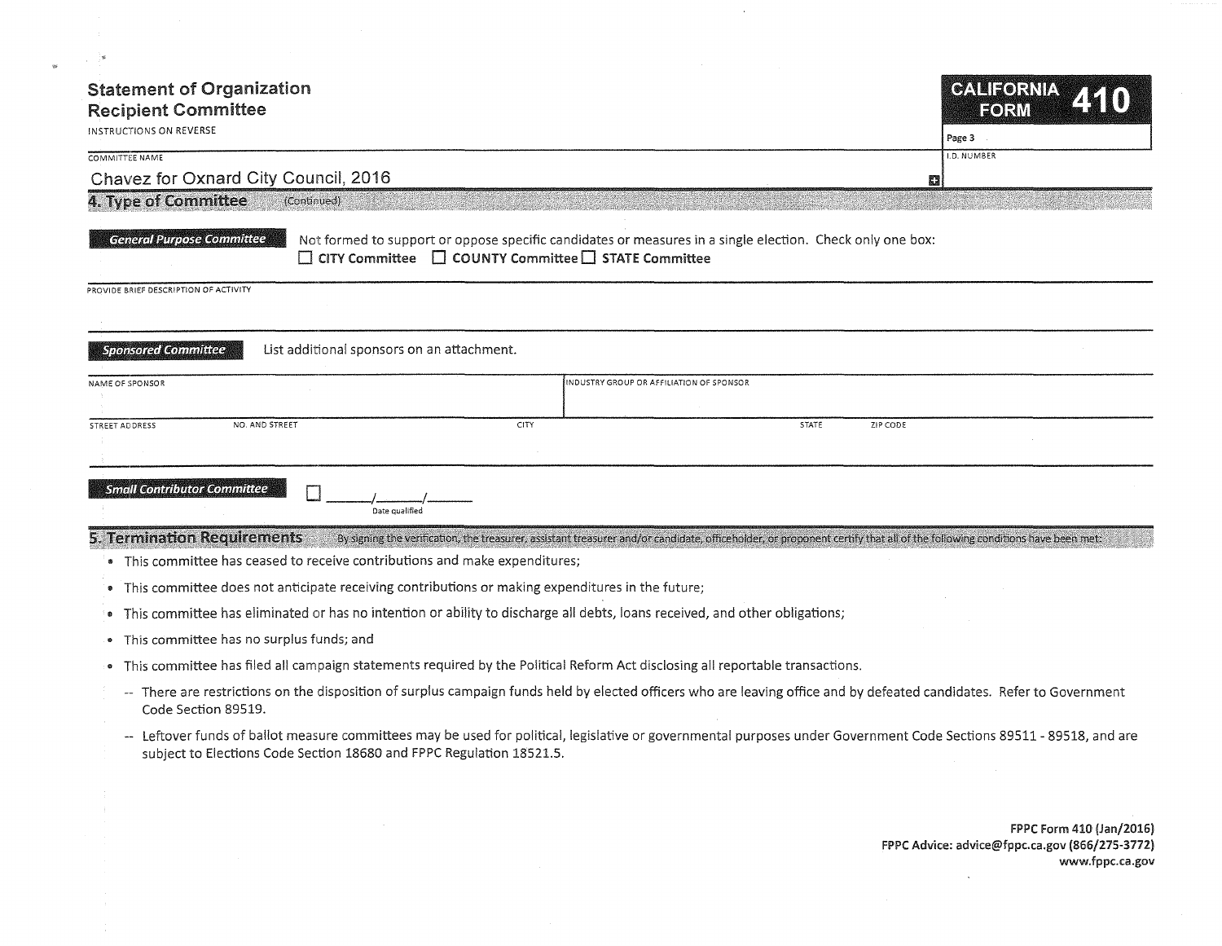# Statement of Organization Recipient Committee

INSTRUCTIONS ON REVERSE

**CALIFORNIA FORM 410**

Page 3

COMMITTEE NAME

Chavez for Oxnard City Council, 2016

I.D. NUMBER

## 4. Type of Committee (Continued)

***General Purpose Committee*** Not formed to support or oppose specific candidates or measures in a single election. Check only one box:

☐ **CITY Committee** ☐ **COUNTY Committee** ☐ **STATE Committee**

PROVIDE BRIEF DESCRIPTION OF ACTIVITY

***Sponsored Committee*** List additional sponsors on an attachment.

| NAME OF SPONSOR | | | INDUSTRY GROUP OR AFFILIATION OF SPONSOR | |
|---|---|---|---|---|
| | | | | |
| STREET ADDRESS | NO. AND STREET | CITY | STATE | ZIP CODE |
| | | | | |

***Small Contributor Committee*** ☐ ______/______/______
Date qualified

## 5. Termination Requirements

By signing the verification, the treasurer, assistant treasurer and/or candidate, officeholder, or proponent certify that all of the following conditions have been met:

- This committee has ceased to receive contributions and make expenditures;
- This committee does not anticipate receiving contributions or making expenditures in the future;
- This committee has eliminated or has no intention or ability to discharge all debts, loans received, and other obligations;
- This committee has no surplus funds; and
- This committee has filed all campaign statements required by the Political Reform Act disclosing all reportable transactions.
  - -- There are restrictions on the disposition of surplus campaign funds held by elected officers who are leaving office and by defeated candidates. Refer to Government Code Section 89519.
  - -- Leftover funds of ballot measure committees may be used for political, legislative or governmental purposes under Government Code Sections 89511 - 89518, and are subject to Elections Code Section 18680 and FPPC Regulation 18521.5.

**FPPC Form 410 (Jan/2016)**
**FPPC Advice: advice@fppc.ca.gov (866/275-3772)**
**www.fppc.ca.gov**